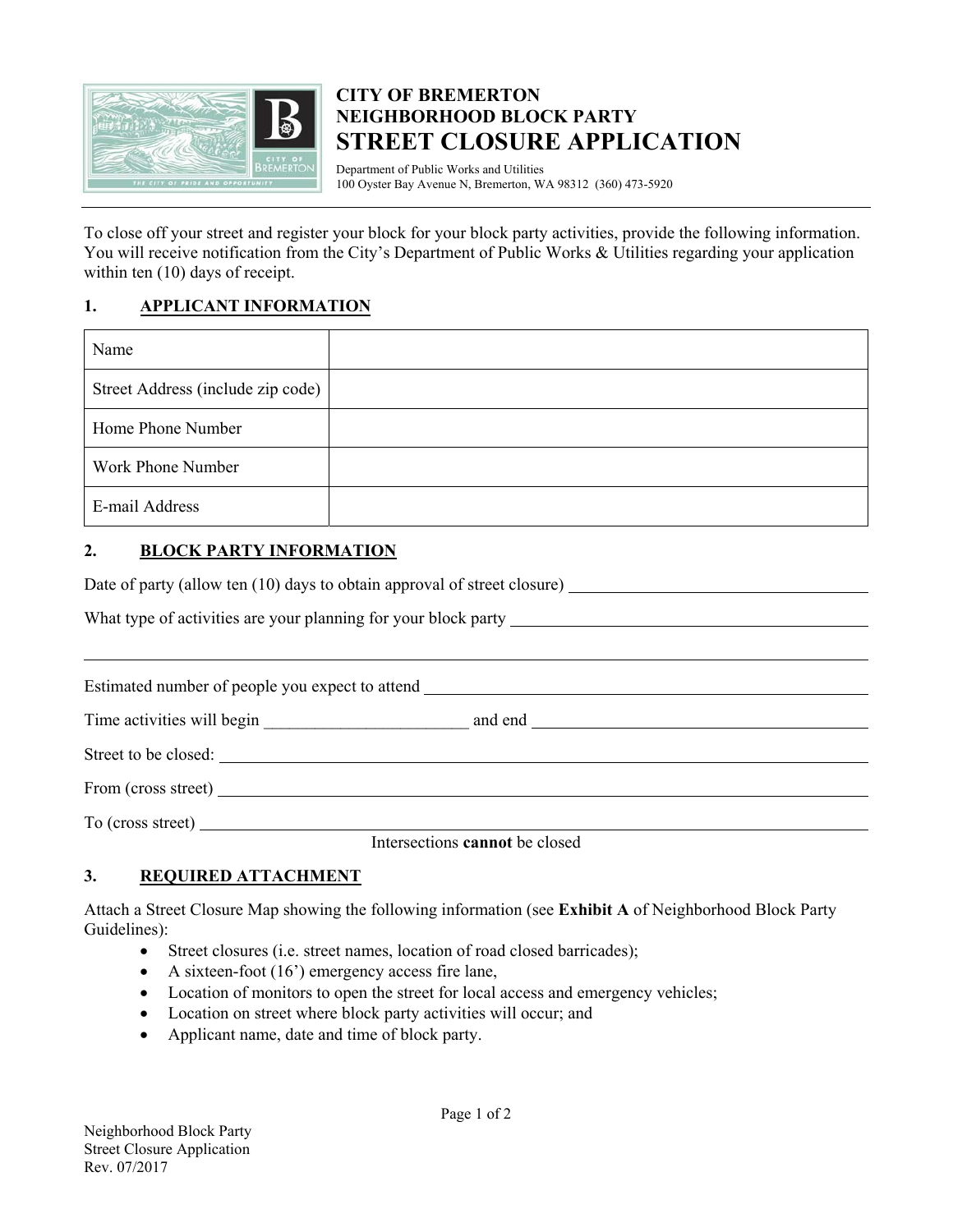# CITY OF BREMERTON
## NEIGHBORHOOD BLOCK PARTY
# STREET CLOSURE APPLICATION

Department of Public Works and Utilities
100 Oyster Bay Avenue N, Bremerton, WA 98312 (360) 473-5920

To close off your street and register your block for your block party activities, provide the following information. You will receive notification from the City's Department of Public Works & Utilities regarding your application within ten (10) days of receipt.

## 1. APPLICANT INFORMATION

| Name | |
|---|---|
| Street Address (include zip code) | |
| Home Phone Number | |
| Work Phone Number | |
| E-mail Address | |

## 2. BLOCK PARTY INFORMATION

Date of party (allow ten (10) days to obtain approval of street closure) ____________________

What type of activities are your planning for your block party ____________________

____________________

Estimated number of people you expect to attend ____________________

Time activities will begin ________________________ and end ____________________

Street to be closed: ____________________

From (cross street) ____________________

To (cross street) ____________________

Intersections **cannot** be closed

## 3. REQUIRED ATTACHMENT

Attach a Street Closure Map showing the following information (see **Exhibit A** of Neighborhood Block Party Guidelines):

- Street closures (i.e. street names, location of road closed barricades);
- A sixteen-foot (16') emergency access fire lane,
- Location of monitors to open the street for local access and emergency vehicles;
- Location on street where block party activities will occur; and
- Applicant name, date and time of block party.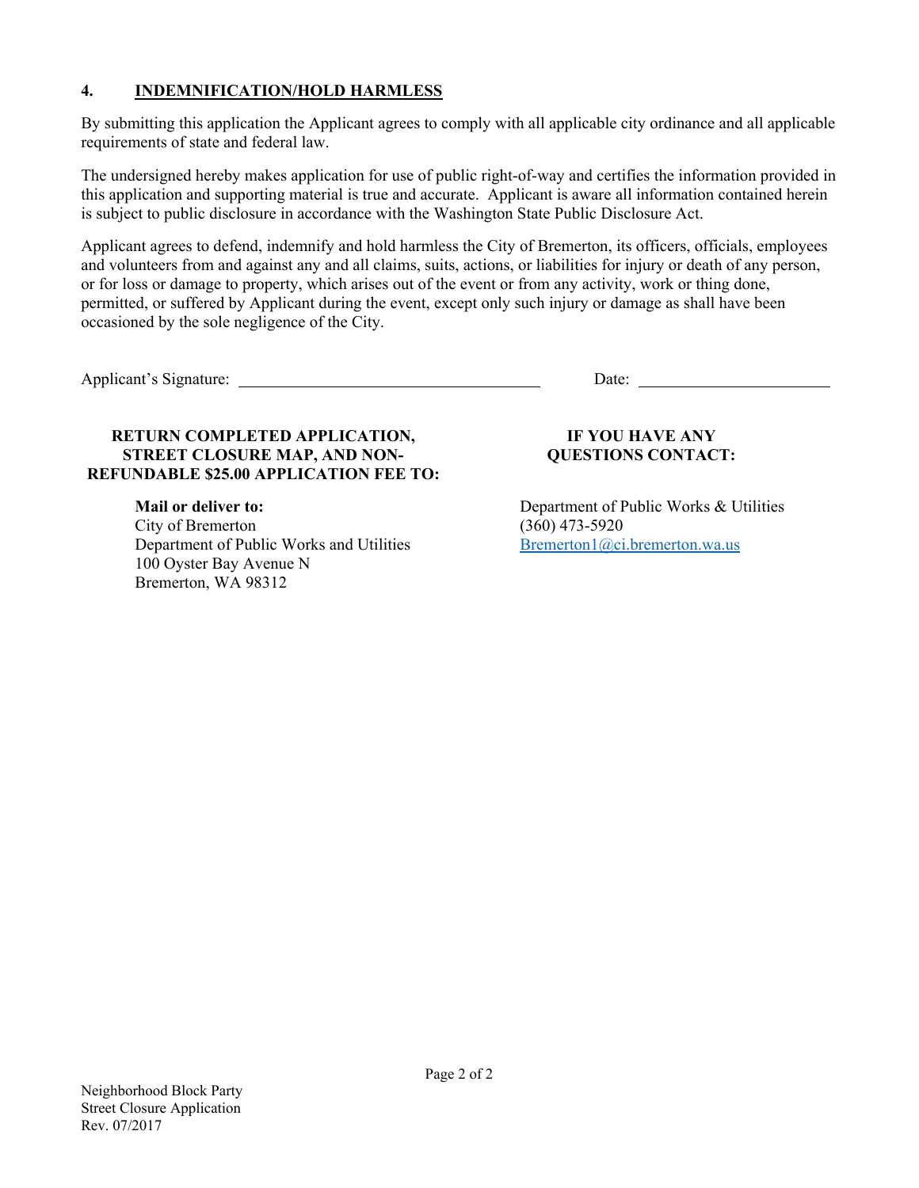## 4. INDEMNIFICATION/HOLD HARMLESS

By submitting this application the Applicant agrees to comply with all applicable city ordinance and all applicable requirements of state and federal law.

The undersigned hereby makes application for use of public right-of-way and certifies the information provided in this application and supporting material is true and accurate. Applicant is aware all information contained herein is subject to public disclosure in accordance with the Washington State Public Disclosure Act.

Applicant agrees to defend, indemnify and hold harmless the City of Bremerton, its officers, officials, employees and volunteers from and against any and all claims, suits, actions, or liabilities for injury or death of any person, or for loss or damage to property, which arises out of the event or from any activity, work or thing done, permitted, or suffered by Applicant during the event, except only such injury or damage as shall have been occasioned by the sole negligence of the City.

Applicant's Signature: ______________________________ Date: ____________________

**RETURN COMPLETED APPLICATION, STREET CLOSURE MAP, AND NON-REFUNDABLE $25.00 APPLICATION FEE TO:**

**Mail or deliver to:**
City of Bremerton
Department of Public Works and Utilities
100 Oyster Bay Avenue N
Bremerton, WA 98312

**IF YOU HAVE ANY QUESTIONS CONTACT:**

Department of Public Works & Utilities
(360) 473-5920
Bremerton1@ci.bremerton.wa.us

Neighborhood Block Party
Street Closure Application
Rev. 07/2017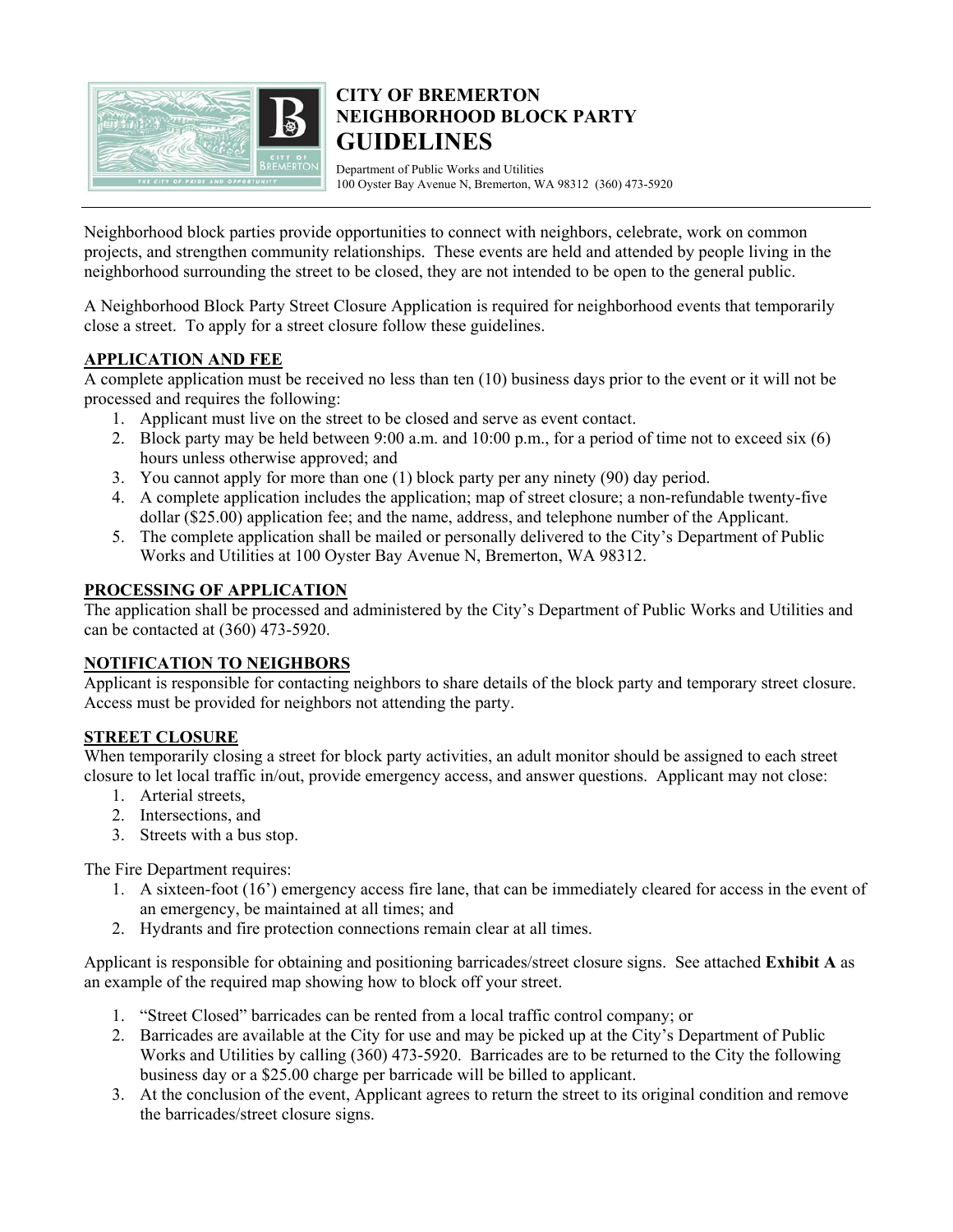# CITY OF BREMERTON NEIGHBORHOOD BLOCK PARTY GUIDELINES

Department of Public Works and Utilities
100 Oyster Bay Avenue N, Bremerton, WA 98312 (360) 473-5920

Neighborhood block parties provide opportunities to connect with neighbors, celebrate, work on common projects, and strengthen community relationships. These events are held and attended by people living in the neighborhood surrounding the street to be closed, they are not intended to be open to the general public.

A Neighborhood Block Party Street Closure Application is required for neighborhood events that temporarily close a street. To apply for a street closure follow these guidelines.

## APPLICATION AND FEE

A complete application must be received no less than ten (10) business days prior to the event or it will not be processed and requires the following:

1. Applicant must live on the street to be closed and serve as event contact.
2. Block party may be held between 9:00 a.m. and 10:00 p.m., for a period of time not to exceed six (6) hours unless otherwise approved; and
3. You cannot apply for more than one (1) block party per any ninety (90) day period.
4. A complete application includes the application; map of street closure; a non-refundable twenty-five dollar ($25.00) application fee; and the name, address, and telephone number of the Applicant.
5. The complete application shall be mailed or personally delivered to the City's Department of Public Works and Utilities at 100 Oyster Bay Avenue N, Bremerton, WA 98312.

## PROCESSING OF APPLICATION

The application shall be processed and administered by the City's Department of Public Works and Utilities and can be contacted at (360) 473-5920.

## NOTIFICATION TO NEIGHBORS

Applicant is responsible for contacting neighbors to share details of the block party and temporary street closure. Access must be provided for neighbors not attending the party.

## STREET CLOSURE

When temporarily closing a street for block party activities, an adult monitor should be assigned to each street closure to let local traffic in/out, provide emergency access, and answer questions. Applicant may not close:

1. Arterial streets,
2. Intersections, and
3. Streets with a bus stop.

The Fire Department requires:

1. A sixteen-foot (16') emergency access fire lane, that can be immediately cleared for access in the event of an emergency, be maintained at all times; and
2. Hydrants and fire protection connections remain clear at all times.

Applicant is responsible for obtaining and positioning barricades/street closure signs. See attached **Exhibit A** as an example of the required map showing how to block off your street.

1. "Street Closed" barricades can be rented from a local traffic control company; or
2. Barricades are available at the City for use and may be picked up at the City's Department of Public Works and Utilities by calling (360) 473-5920. Barricades are to be returned to the City the following business day or a $25.00 charge per barricade will be billed to applicant.
3. At the conclusion of the event, Applicant agrees to return the street to its original condition and remove the barricades/street closure signs.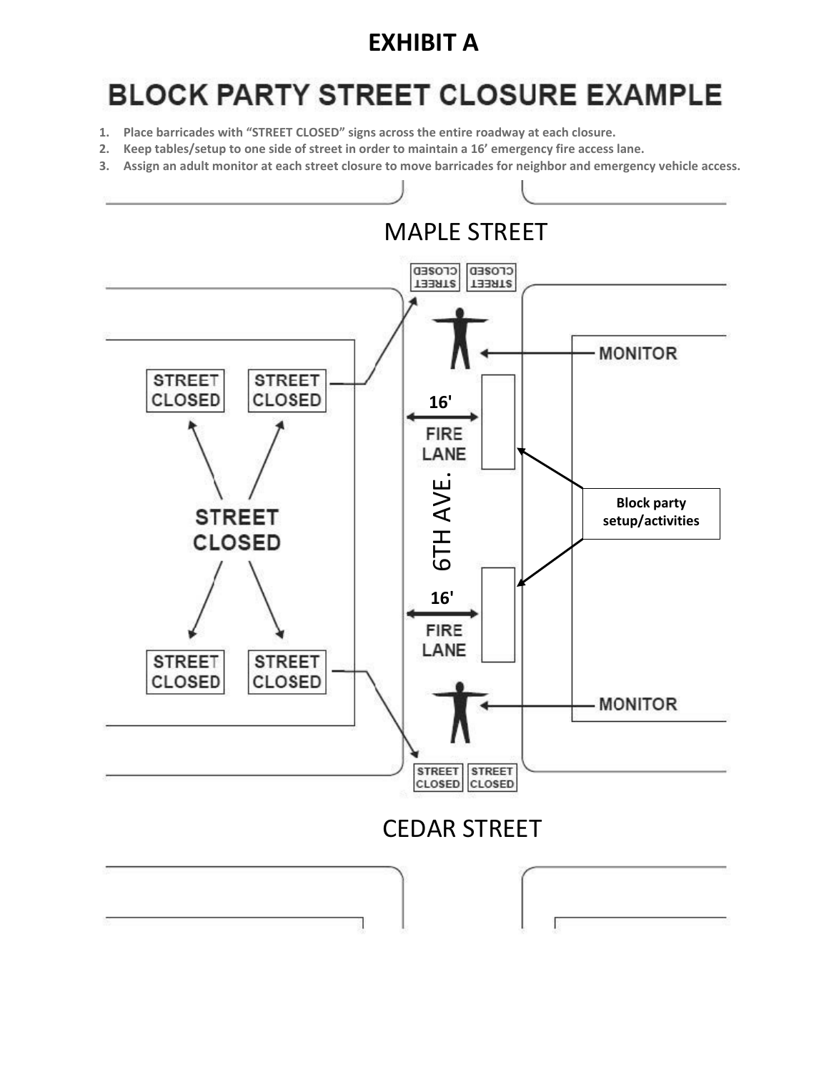# EXHIBIT A

## BLOCK PARTY STREET CLOSURE EXAMPLE

1. Place barricades with "STREET CLOSED" signs across the entire roadway at each closure.
2. Keep tables/setup to one side of street in order to maintain a 16' emergency fire access lane.
3. Assign an adult monitor at each street closure to move barricades for neighbor and emergency vehicle access.

MAPLE STREET

STREET CLOSED

MONITOR

16'

FIRE LANE

6TH AVE.

Block party setup/activities

16'

FIRE LANE

MONITOR

CEDAR STREET